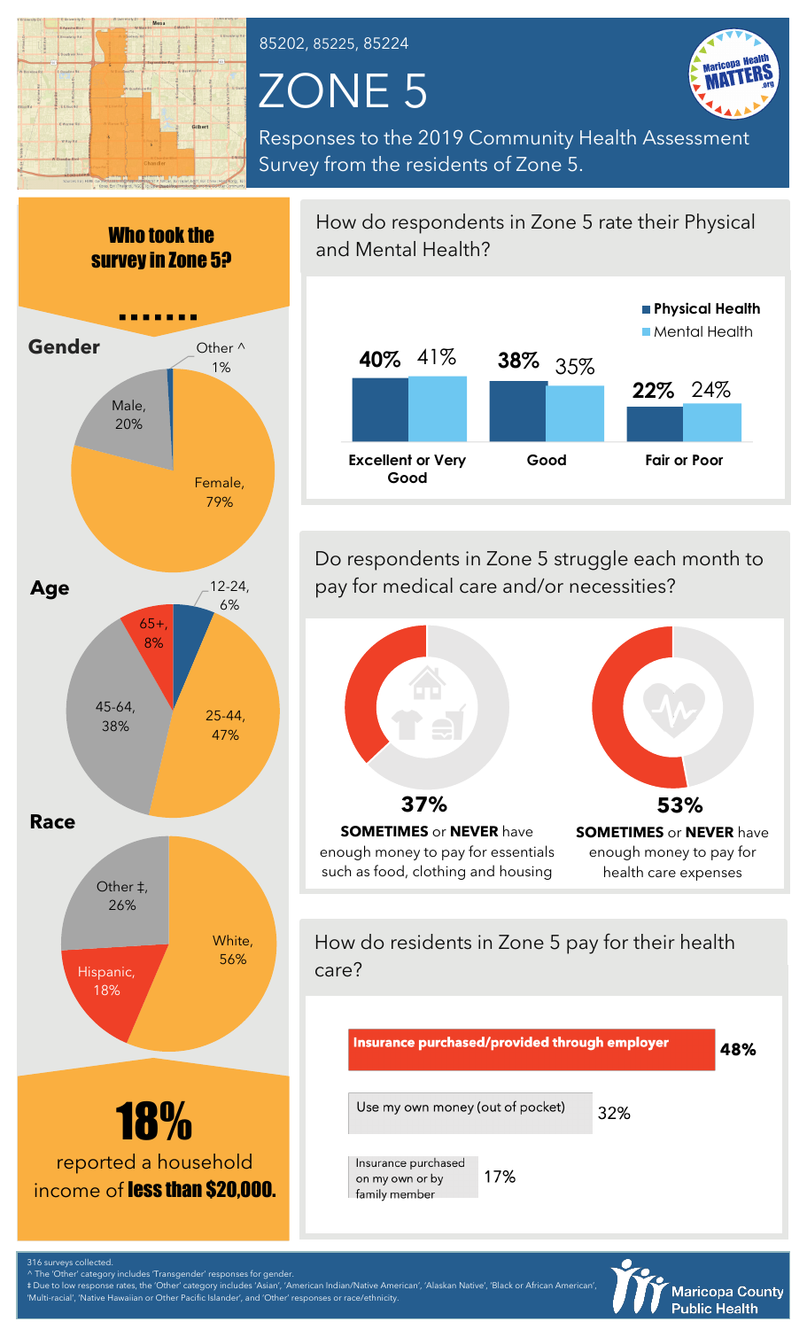85202, 85225, 85224

# ZONE 5

Responses to the 2019 Community Health Assessment Survey from the residents of Zone 5.

## Who took the survey in Zone 5?

### Gender

Other ^ 1%
Male, 20%
Female, 79%

### Age

12-24, 6%
25-44, 47%
45-64, 38%
65+, 8%

### Race

Other ‡, 26%
White, 56%
Hispanic, 18%

**18%** reported a household income of **less than $20,000.**

## How do respondents in Zone 5 rate their Physical and Mental Health?

Physical Health
Mental Health

Excellent or Very Good: **40%** 41%
Good: **38%** 35%
Fair or Poor: **22%** 24%

## Do respondents in Zone 5 struggle each month to pay for medical care and/or necessities?

**37%**
**SOMETIMES** or **NEVER** have enough money to pay for essentials such as food, clothing and housing

**53%**
**SOMETIMES** or **NEVER** have enough money to pay for health care expenses

## How do residents in Zone 5 pay for their health care?

**Insurance purchased/provided through employer** **48%**
Use my own money (out of pocket) 32%
Insurance purchased on my own or by family member 17%

316 surveys collected.
^ The 'Other' category includes 'Transgender' responses for gender.
‡ Due to low response rates, the 'Other' category includes 'Asian', 'American Indian/Native American', 'Alaskan Native', 'Black or African American', 'Multi-racial', 'Native Hawaiian or Other Pacific Islander', and 'Other' responses or race/ethnicity.

Maricopa County Public Health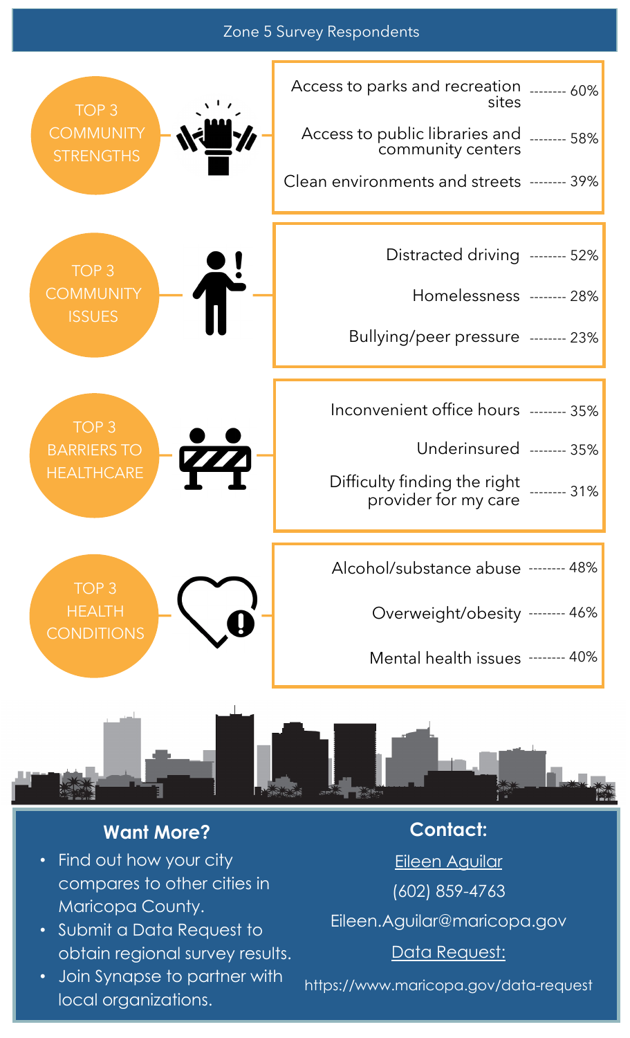## Zone 5 Survey Respondents

### TOP 3 COMMUNITY STRENGTHS

- Access to parks and recreation sites -------- 60%
- Access to public libraries and community centers -------- 58%
- Clean environments and streets -------- 39%

### TOP 3 COMMUNITY ISSUES

- Distracted driving -------- 52%
- Homelessness -------- 28%
- Bullying/peer pressure -------- 23%

### TOP 3 BARRIERS TO HEALTHCARE

- Inconvenient office hours -------- 35%
- Underinsured -------- 35%
- Difficulty finding the right provider for my care -------- 31%

### TOP 3 HEALTH CONDITIONS

- Alcohol/substance abuse -------- 48%
- Overweight/obesity -------- 46%
- Mental health issues -------- 40%

**Want More?**

- Find out how your city compares to other cities in Maricopa County.
- Submit a Data Request to obtain regional survey results.
- Join Synapse to partner with local organizations.

**Contact:**

Eileen Aguilar

(602) 859-4763

Eileen.Aguilar@maricopa.gov

Data Request:

https://www.maricopa.gov/data-request